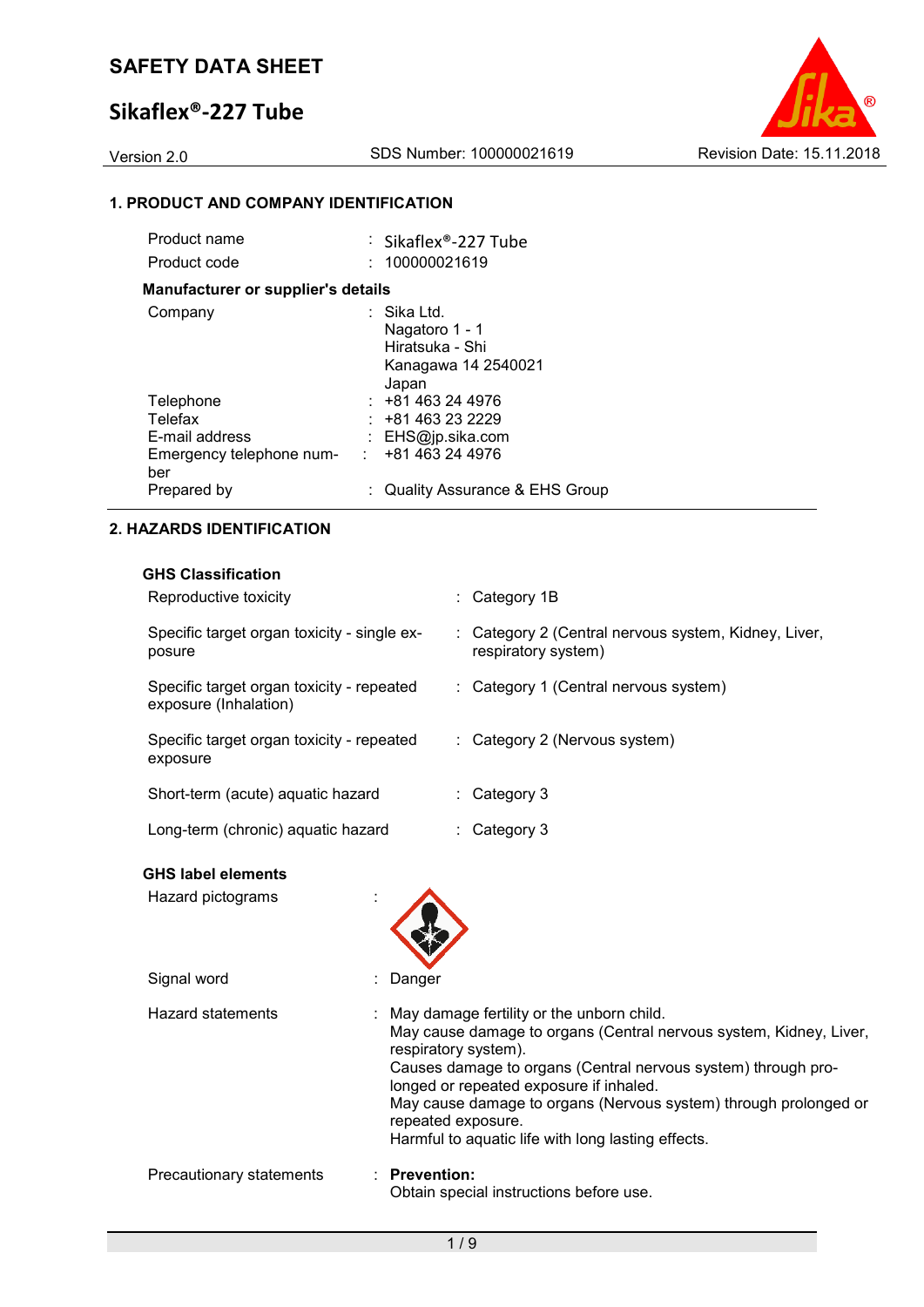# SAFETY DATA SHEET

## Sikaflex®-227 Tube

Version 2.0 | SDS Number: 100000021619 | Revision Date: 15.11.2018

### 1. PRODUCT AND COMPANY IDENTIFICATION

| | |
|---|---|
| Product name | : Sikaflex®-227 Tube |
| Product code | : 100000021619 |

**Manufacturer or supplier's details**

| | |
|---|---|
| Company | : Sika Ltd.<br>Nagatoro 1 - 1<br>Hiratsuka - Shi<br>Kanagawa 14 2540021<br>Japan |
| Telephone | : +81 463 24 4976 |
| Telefax | : +81 463 23 2229 |
| E-mail address | : EHS@jp.sika.com |
| Emergency telephone number | : +81 463 24 4976 |
| Prepared by | : Quality Assurance & EHS Group |

### 2. HAZARDS IDENTIFICATION

**GHS Classification**

| | |
|---|---|
| Reproductive toxicity | : Category 1B |
| Specific target organ toxicity - single exposure | : Category 2 (Central nervous system, Kidney, Liver, respiratory system) |
| Specific target organ toxicity - repeated exposure (Inhalation) | : Category 1 (Central nervous system) |
| Specific target organ toxicity - repeated exposure | : Category 2 (Nervous system) |
| Short-term (acute) aquatic hazard | : Category 3 |
| Long-term (chronic) aquatic hazard | : Category 3 |

**GHS label elements**

Hazard pictograms :

Signal word : Danger

Hazard statements :
May damage fertility or the unborn child.
May cause damage to organs (Central nervous system, Kidney, Liver, respiratory system).
Causes damage to organs (Central nervous system) through prolonged or repeated exposure if inhaled.
May cause damage to organs (Nervous system) through prolonged or repeated exposure.
Harmful to aquatic life with long lasting effects.

Precautionary statements :
**Prevention:**
Obtain special instructions before use.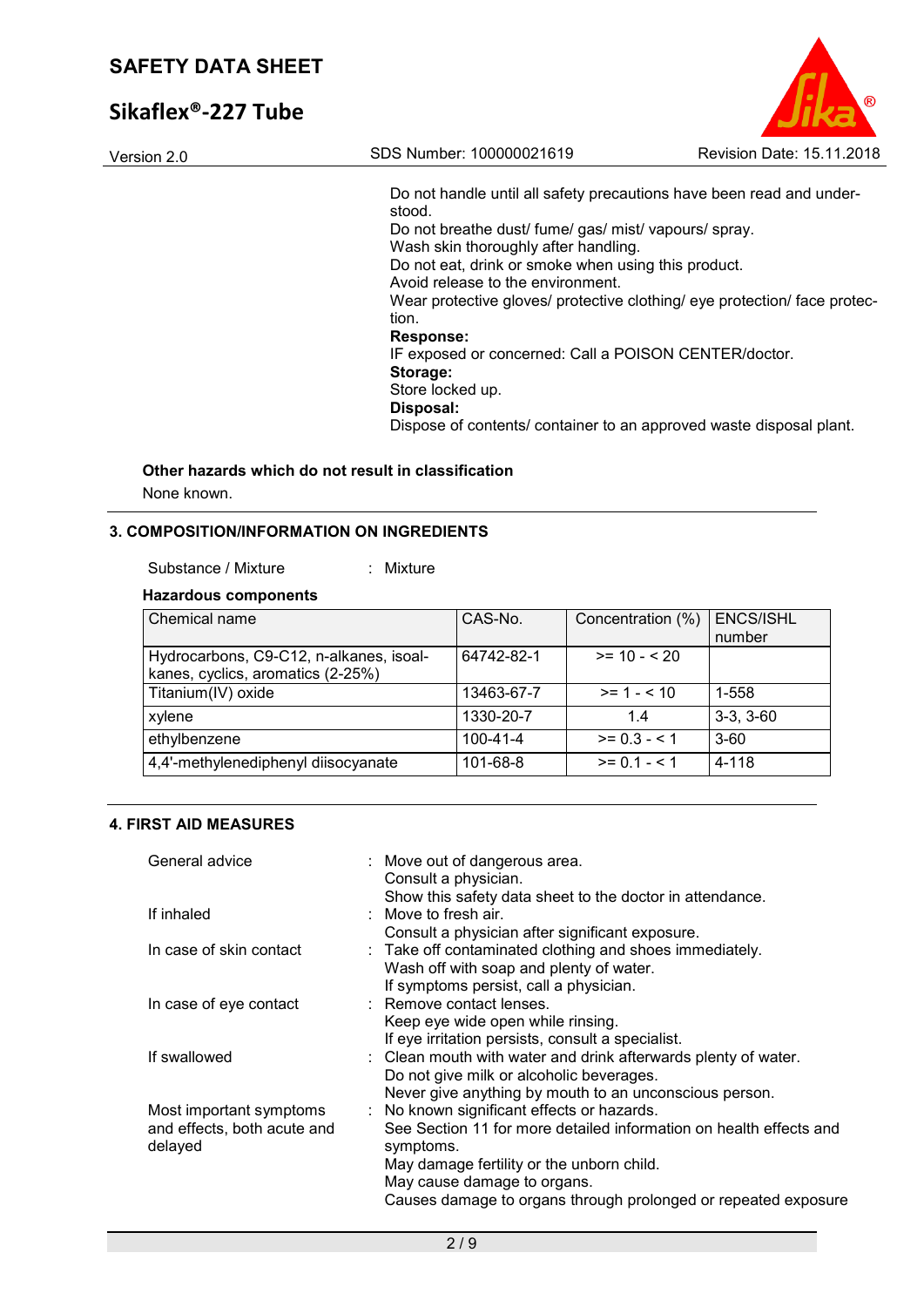Do not handle until all safety precautions have been read and understood.
Do not breathe dust/ fume/ gas/ mist/ vapours/ spray.
Wash skin thoroughly after handling.
Do not eat, drink or smoke when using this product.
Avoid release to the environment.
Wear protective gloves/ protective clothing/ eye protection/ face protection.

**Response:**
IF exposed or concerned: Call a POISON CENTER/doctor.

**Storage:**
Store locked up.

**Disposal:**
Dispose of contents/ container to an approved waste disposal plant.

**Other hazards which do not result in classification**

None known.

## 3. COMPOSITION/INFORMATION ON INGREDIENTS

Substance / Mixture : Mixture

**Hazardous components**

| Chemical name | CAS-No. | Concentration (%) | ENCS/ISHL number |
|---|---|---|---|
| Hydrocarbons, C9-C12, n-alkanes, isoalkanes, cyclics, aromatics (2-25%) | 64742-82-1 | >= 10 - < 20 | |
| Titanium(IV) oxide | 13463-67-7 | >= 1 - < 10 | 1-558 |
| xylene | 1330-20-7 | 1.4 | 3-3, 3-60 |
| ethylbenzene | 100-41-4 | >= 0.3 - < 1 | 3-60 |
| 4,4'-methylenediphenyl diisocyanate | 101-68-8 | >= 0.1 - < 1 | 4-118 |

## 4. FIRST AID MEASURES

General advice : Move out of dangerous area.
Consult a physician.
Show this safety data sheet to the doctor in attendance.

If inhaled : Move to fresh air.
Consult a physician after significant exposure.

In case of skin contact : Take off contaminated clothing and shoes immediately.
Wash off with soap and plenty of water.
If symptoms persist, call a physician.

In case of eye contact : Remove contact lenses.
Keep eye wide open while rinsing.
If eye irritation persists, consult a specialist.

If swallowed : Clean mouth with water and drink afterwards plenty of water.
Do not give milk or alcoholic beverages.
Never give anything by mouth to an unconscious person.

Most important symptoms and effects, both acute and delayed : No known significant effects or hazards.
See Section 11 for more detailed information on health effects and symptoms.
May damage fertility or the unborn child.
May cause damage to organs.
Causes damage to organs through prolonged or repeated exposure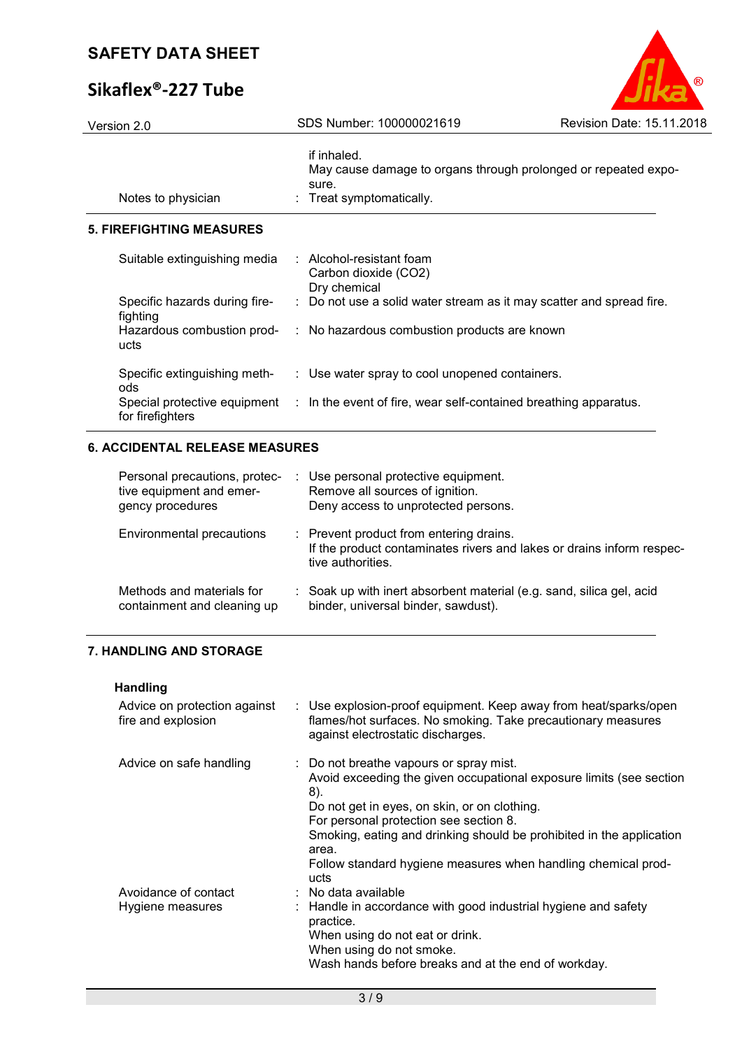| | |
|---|---|
| | if inhaled.<br>May cause damage to organs through prolonged or repeated exposure. |
| Notes to physician | : Treat symptomatically. |

## 5. FIREFIGHTING MEASURES

| | |
|---|---|
| Suitable extinguishing media | : Alcohol-resistant foam<br>Carbon dioxide ($CO_2$)<br>Dry chemical |
| Specific hazards during firefighting | : Do not use a solid water stream as it may scatter and spread fire. |
| Hazardous combustion products | : No hazardous combustion products are known |
| Specific extinguishing methods | : Use water spray to cool unopened containers. |
| Special protective equipment for firefighters | : In the event of fire, wear self-contained breathing apparatus. |

## 6. ACCIDENTAL RELEASE MEASURES

| | |
|---|---|
| Personal precautions, protective equipment and emergency procedures | : Use personal protective equipment.<br>Remove all sources of ignition.<br>Deny access to unprotected persons. |
| Environmental precautions | : Prevent product from entering drains.<br>If the product contaminates rivers and lakes or drains inform respective authorities. |
| Methods and materials for containment and cleaning up | : Soak up with inert absorbent material (e.g. sand, silica gel, acid binder, universal binder, sawdust). |

## 7. HANDLING AND STORAGE

**Handling**

| | |
|---|---|
| Advice on protection against fire and explosion | : Use explosion-proof equipment. Keep away from heat/sparks/open flames/hot surfaces. No smoking. Take precautionary measures against electrostatic discharges. |
| Advice on safe handling | : Do not breathe vapours or spray mist.<br>Avoid exceeding the given occupational exposure limits (see section 8).<br>Do not get in eyes, on skin, or on clothing.<br>For personal protection see section 8.<br>Smoking, eating and drinking should be prohibited in the application area.<br>Follow standard hygiene measures when handling chemical products |
| Avoidance of contact | : No data available |
| Hygiene measures | : Handle in accordance with good industrial hygiene and safety practice.<br>When using do not eat or drink.<br>When using do not smoke.<br>Wash hands before breaks and at the end of workday. |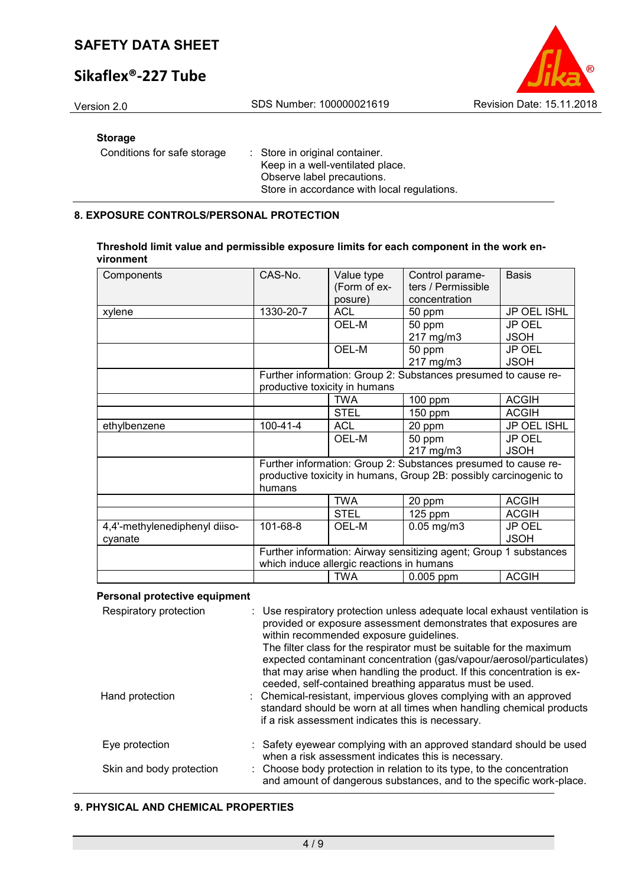### Storage

Conditions for safe storage : Store in original container.
Keep in a well-ventilated place.
Observe label precautions.
Store in accordance with local regulations.

## 8. EXPOSURE CONTROLS/PERSONAL PROTECTION

**Threshold limit value and permissible exposure limits for each component in the work environment**

| Components | CAS-No. | Value type (Form of exposure) | Control parameters / Permissible concentration | Basis |
|---|---|---|---|---|
| xylene | 1330-20-7 | ACL | 50 ppm | JP OEL ISHL |
| | | OEL-M | 50 ppm<br>217 mg/m3 | JP OEL JSOH |
| | | OEL-M | 50 ppm<br>217 mg/m3 | JP OEL JSOH |
| | Further information: Group 2: Substances presumed to cause reproductive toxicity in humans | | | |
| | | TWA | 100 ppm | ACGIH |
| | | STEL | 150 ppm | ACGIH |
| ethylbenzene | 100-41-4 | ACL | 20 ppm | JP OEL ISHL |
| | | OEL-M | 50 ppm<br>217 mg/m3 | JP OEL JSOH |
| | Further information: Group 2: Substances presumed to cause reproductive toxicity in humans, Group 2B: possibly carcinogenic to humans | | | |
| | | TWA | 20 ppm | ACGIH |
| | | STEL | 125 ppm | ACGIH |
| 4,4'-methylenediphenyl diisocyanate | 101-68-8 | OEL-M | 0.05 mg/m3 | JP OEL JSOH |
| | Further information: Airway sensitizing agent; Group 1 substances which induce allergic reactions in humans | | | |
| | | TWA | 0.005 ppm | ACGIH |

### Personal protective equipment

Respiratory protection : Use respiratory protection unless adequate local exhaust ventilation is provided or exposure assessment demonstrates that exposures are within recommended exposure guidelines.
The filter class for the respirator must be suitable for the maximum expected contaminant concentration (gas/vapour/aerosol/particulates) that may arise when handling the product. If this concentration is exceeded, self-contained breathing apparatus must be used.

Hand protection : Chemical-resistant, impervious gloves complying with an approved standard should be worn at all times when handling chemical products if a risk assessment indicates this is necessary.

Eye protection : Safety eyewear complying with an approved standard should be used when a risk assessment indicates this is necessary.

Skin and body protection : Choose body protection in relation to its type, to the concentration and amount of dangerous substances, and to the specific work-place.

## 9. PHYSICAL AND CHEMICAL PROPERTIES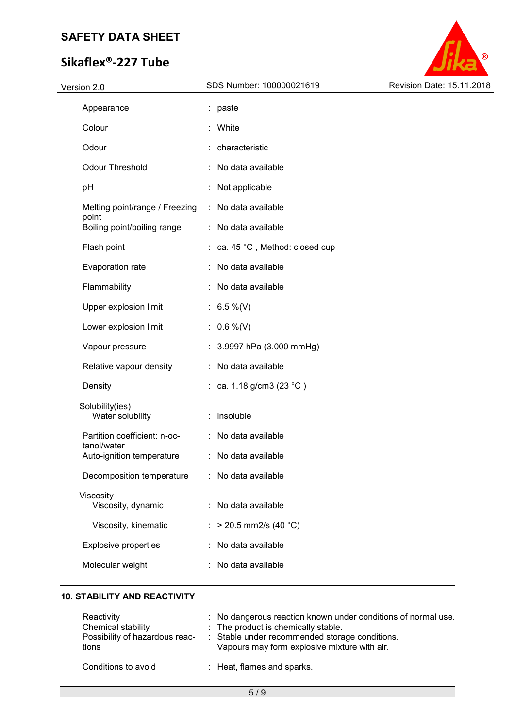| | | |
|---|---|---|
| Appearance | : | paste |
| Colour | : | White |
| Odour | : | characteristic |
| Odour Threshold | : | No data available |
| pH | : | Not applicable |
| Melting point/range / Freezing point | : | No data available |
| Boiling point/boiling range | : | No data available |
| Flash point | : | ca. 45 °C , Method: closed cup |
| Evaporation rate | : | No data available |
| Flammability | : | No data available |
| Upper explosion limit | : | 6.5 %(V) |
| Lower explosion limit | : | 0.6 %(V) |
| Vapour pressure | : | 3.9997 hPa (3.000 mmHg) |
| Relative vapour density | : | No data available |
| Density | : | ca. 1.18 g/cm3 (23 °C ) |
| Solubility(ies) | | |
| Water solubility | : | insoluble |
| Partition coefficient: n-octanol/water | : | No data available |
| Auto-ignition temperature | : | No data available |
| Decomposition temperature | : | No data available |
| Viscosity | | |
| Viscosity, dynamic | : | No data available |
| Viscosity, kinematic | : | > 20.5 mm2/s (40 °C) |
| Explosive properties | : | No data available |
| Molecular weight | : | No data available |

## 10. STABILITY AND REACTIVITY

| | | |
|---|---|---|
| Reactivity | : | No dangerous reaction known under conditions of normal use. |
| Chemical stability | : | The product is chemically stable. |
| Possibility of hazardous reactions | : | Stable under recommended storage conditions. Vapours may form explosive mixture with air. |
| Conditions to avoid | : | Heat, flames and sparks. |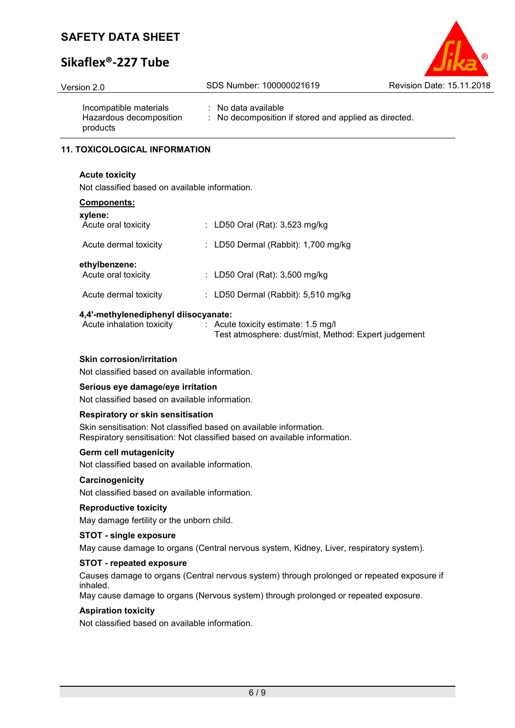| | | |
|---|---|---|
| Incompatible materials | : | No data available |
| Hazardous decomposition products | : | No decomposition if stored and applied as directed. |

## 11. TOXICOLOGICAL INFORMATION

**Acute toxicity**

Not classified based on available information.

**Components:**

**xylene:**

| | | |
|---|---|---|
| Acute oral toxicity | : | LD50 Oral (Rat): 3,523 mg/kg |
| Acute dermal toxicity | : | LD50 Dermal (Rabbit): 1,700 mg/kg |

**ethylbenzene:**

| | | |
|---|---|---|
| Acute oral toxicity | : | LD50 Oral (Rat): 3,500 mg/kg |
| Acute dermal toxicity | : | LD50 Dermal (Rabbit): 5,510 mg/kg |

**4,4'-methylenediphenyl diisocyanate:**

| | | |
|---|---|---|
| Acute inhalation toxicity | : | Acute toxicity estimate: 1.5 mg/l<br>Test atmosphere: dust/mist, Method: Expert judgement |

**Skin corrosion/irritation**

Not classified based on available information.

**Serious eye damage/eye irritation**

Not classified based on available information.

**Respiratory or skin sensitisation**

Skin sensitisation: Not classified based on available information.
Respiratory sensitisation: Not classified based on available information.

**Germ cell mutagenicity**

Not classified based on available information.

**Carcinogenicity**

Not classified based on available information.

**Reproductive toxicity**

May damage fertility or the unborn child.

**STOT - single exposure**

May cause damage to organs (Central nervous system, Kidney, Liver, respiratory system).

**STOT - repeated exposure**

Causes damage to organs (Central nervous system) through prolonged or repeated exposure if inhaled.
May cause damage to organs (Nervous system) through prolonged or repeated exposure.

**Aspiration toxicity**

Not classified based on available information.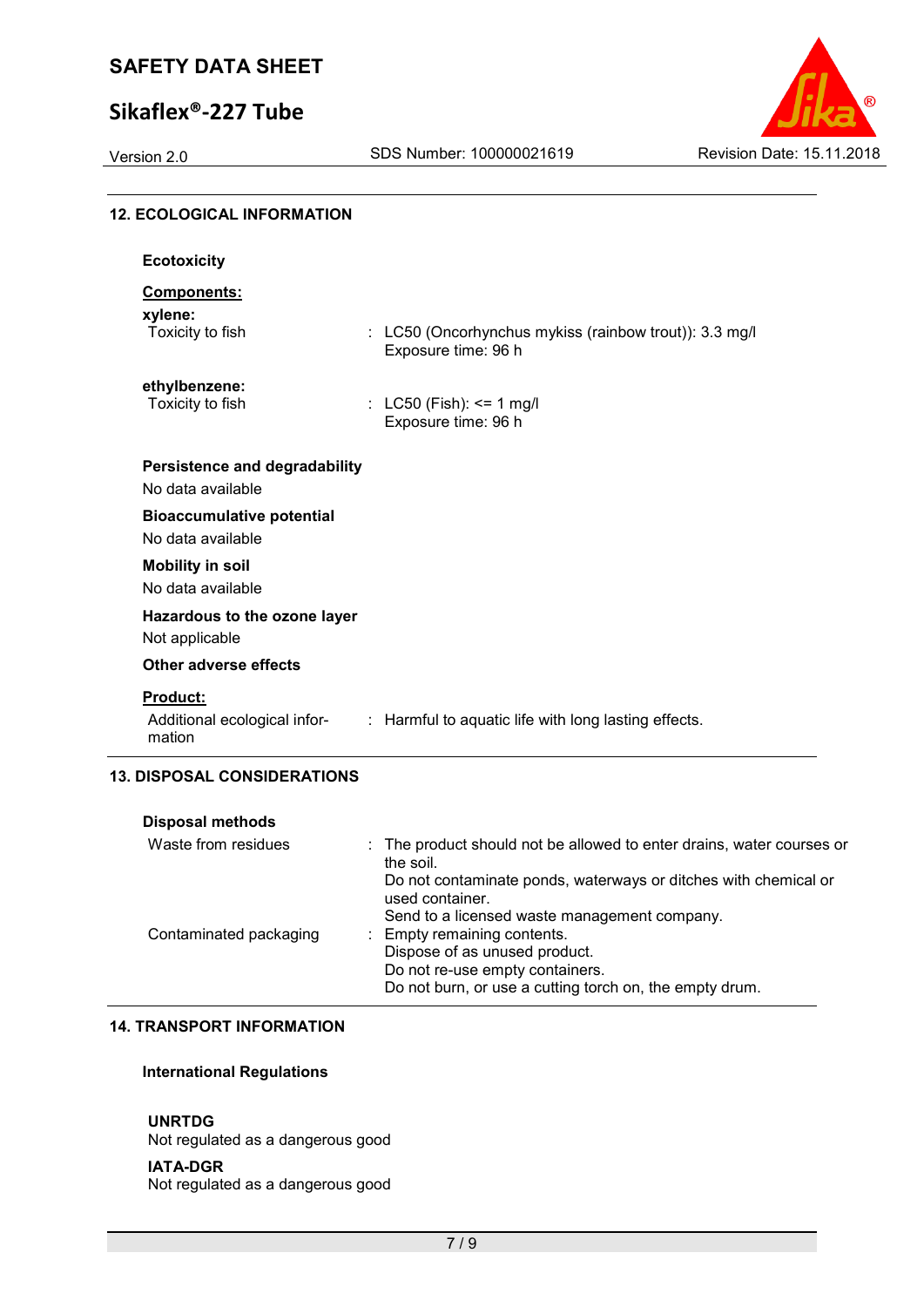## 12. ECOLOGICAL INFORMATION

### Ecotoxicity

**Components:**

**xylene:**

| | |
|---|---|
| Toxicity to fish | : LC50 (Oncorhynchus mykiss (rainbow trout)): 3.3 mg/l<br>Exposure time: 96 h |

**ethylbenzene:**

| | |
|---|---|
| Toxicity to fish | : LC50 (Fish): <= 1 mg/l<br>Exposure time: 96 h |

**Persistence and degradability**

No data available

**Bioaccumulative potential**

No data available

**Mobility in soil**

No data available

**Hazardous to the ozone layer**

Not applicable

**Other adverse effects**

**Product:**

| | |
|---|---|
| Additional ecological information | : Harmful to aquatic life with long lasting effects. |

## 13. DISPOSAL CONSIDERATIONS

**Disposal methods**

| | |
|---|---|
| Waste from residues | : The product should not be allowed to enter drains, water courses or the soil.<br>Do not contaminate ponds, waterways or ditches with chemical or used container.<br>Send to a licensed waste management company. |
| Contaminated packaging | : Empty remaining contents.<br>Dispose of as unused product.<br>Do not re-use empty containers.<br>Do not burn, or use a cutting torch on, the empty drum. |

## 14. TRANSPORT INFORMATION

**International Regulations**

**UNRTDG**

Not regulated as a dangerous good

**IATA-DGR**

Not regulated as a dangerous good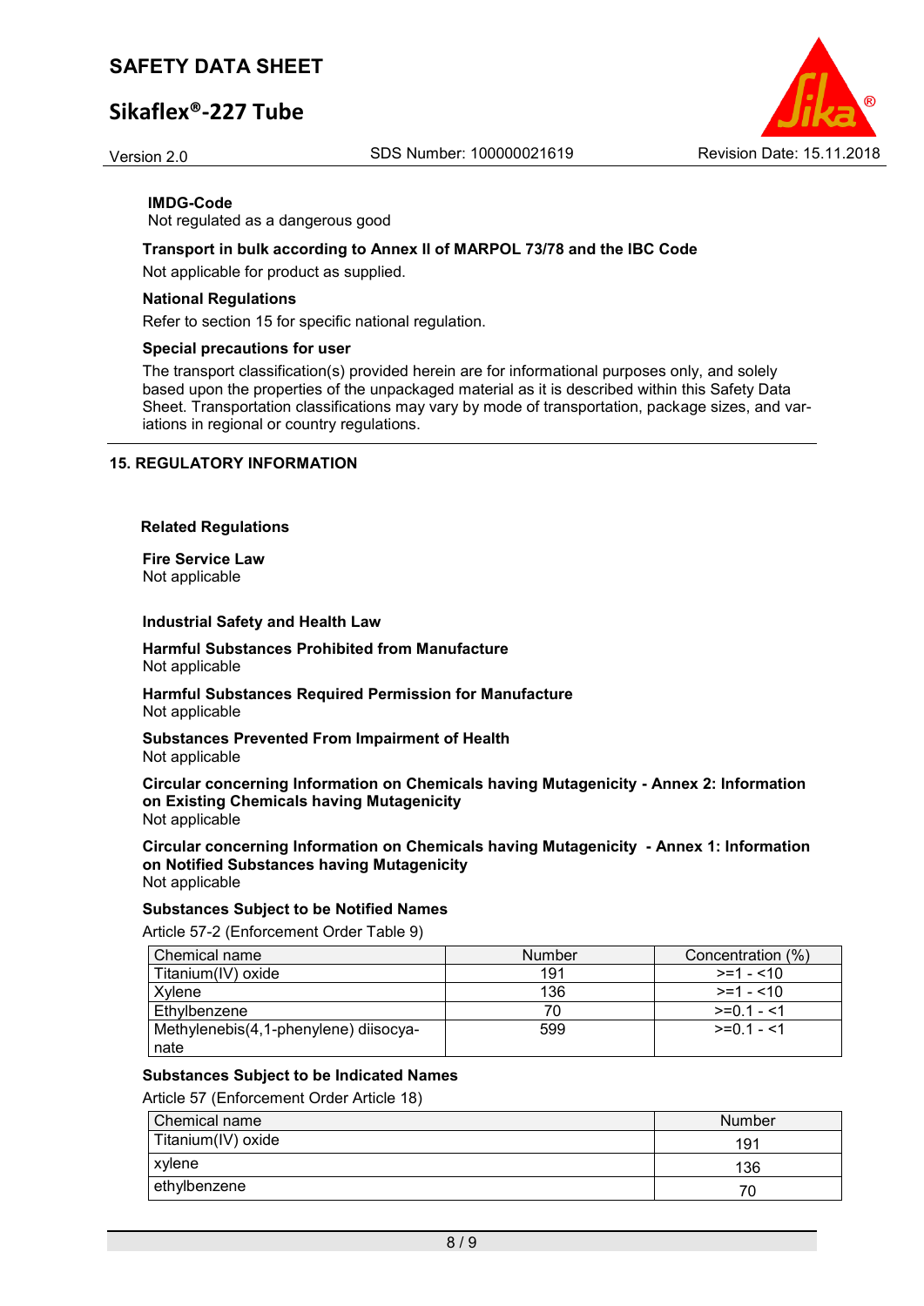**IMDG-Code**
Not regulated as a dangerous good

**Transport in bulk according to Annex II of MARPOL 73/78 and the IBC Code**
Not applicable for product as supplied.

**National Regulations**
Refer to section 15 for specific national regulation.

**Special precautions for user**
The transport classification(s) provided herein are for informational purposes only, and solely based upon the properties of the unpackaged material as it is described within this Safety Data Sheet. Transportation classifications may vary by mode of transportation, package sizes, and variations in regional or country regulations.

## 15. REGULATORY INFORMATION

**Related Regulations**

**Fire Service Law**
Not applicable

**Industrial Safety and Health Law**

**Harmful Substances Prohibited from Manufacture**
Not applicable

**Harmful Substances Required Permission for Manufacture**
Not applicable

**Substances Prevented From Impairment of Health**
Not applicable

**Circular concerning Information on Chemicals having Mutagenicity - Annex 2: Information on Existing Chemicals having Mutagenicity**
Not applicable

**Circular concerning Information on Chemicals having Mutagenicity - Annex 1: Information on Notified Substances having Mutagenicity**
Not applicable

**Substances Subject to be Notified Names**
Article 57-2 (Enforcement Order Table 9)

| Chemical name | Number | Concentration (%) |
|---|---|---|
| Titanium(IV) oxide | 191 | >=1 - <10 |
| Xylene | 136 | >=1 - <10 |
| Ethylbenzene | 70 | >=0.1 - <1 |
| Methylenebis(4,1-phenylene) diisocyanate | 599 | >=0.1 - <1 |

**Substances Subject to be Indicated Names**
Article 57 (Enforcement Order Article 18)

| Chemical name | Number |
|---|---|
| Titanium(IV) oxide | 191 |
| xylene | 136 |
| ethylbenzene | 70 |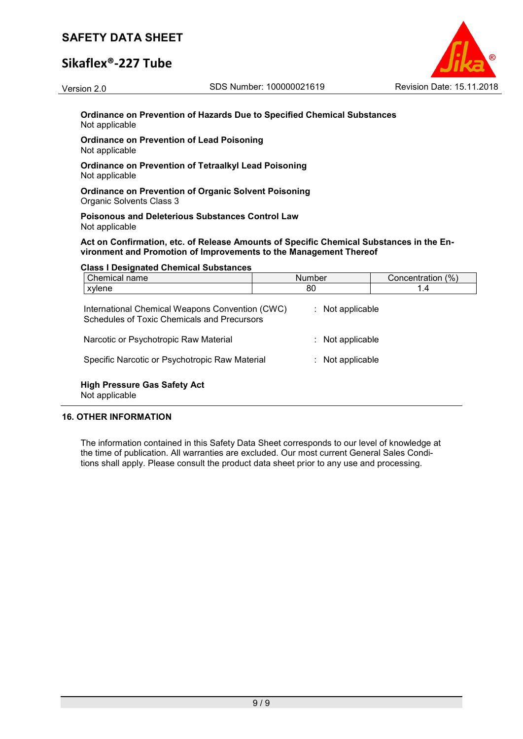**Ordinance on Prevention of Hazards Due to Specified Chemical Substances**
Not applicable

**Ordinance on Prevention of Lead Poisoning**
Not applicable

**Ordinance on Prevention of Tetraalkyl Lead Poisoning**
Not applicable

**Ordinance on Prevention of Organic Solvent Poisoning**
Organic Solvents Class 3

**Poisonous and Deleterious Substances Control Law**
Not applicable

**Act on Confirmation, etc. of Release Amounts of Specific Chemical Substances in the Environment and Promotion of Improvements to the Management Thereof**

**Class I Designated Chemical Substances**

| Chemical name | Number | Concentration (%) |
|---|---|---|
| xylene | 80 | 1.4 |

International Chemical Weapons Convention (CWC) Schedules of Toxic Chemicals and Precursors : Not applicable

Narcotic or Psychotropic Raw Material : Not applicable

Specific Narcotic or Psychotropic Raw Material : Not applicable

**High Pressure Gas Safety Act**
Not applicable

## 16. OTHER INFORMATION

The information contained in this Safety Data Sheet corresponds to our level of knowledge at the time of publication. All warranties are excluded. Our most current General Sales Conditions shall apply. Please consult the product data sheet prior to any use and processing.